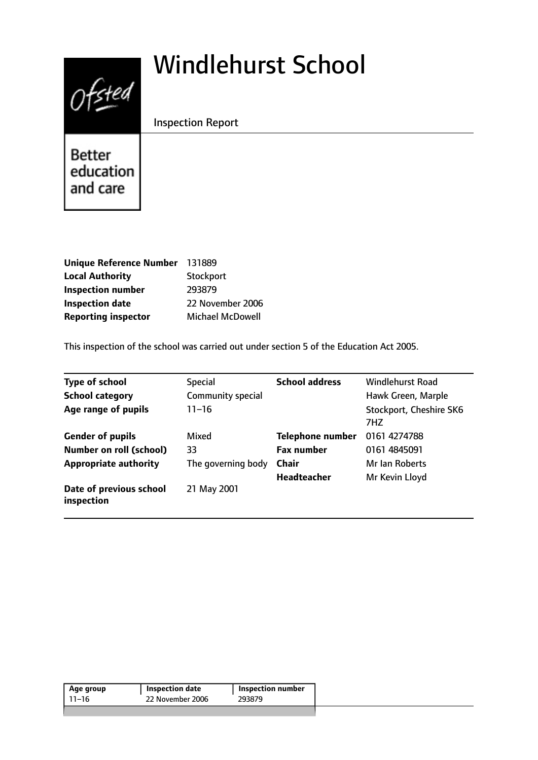# Windlehurst School

Inspection Report

Better education and care

| | |
|---|---|
| **Unique Reference Number** | 131889 |
| **Local Authority** | Stockport |
| **Inspection number** | 293879 |
| **Inspection date** | 22 November 2006 |
| **Reporting inspector** | Michael McDowell |

This inspection of the school was carried out under section 5 of the Education Act 2005.

| | | | |
|---|---|---|---|
| **Type of school** | Special | **School address** | Windlehurst Road |
| **School category** | Community special | | Hawk Green, Marple |
| **Age range of pupils** | 11–16 | | Stockport, Cheshire SK6 7HZ |
| **Gender of pupils** | Mixed | **Telephone number** | 0161 4274788 |
| **Number on roll (school)** | 33 | **Fax number** | 0161 4845091 |
| **Appropriate authority** | The governing body | **Chair** | Mr Ian Roberts |
| | | **Headteacher** | Mr Kevin Lloyd |
| **Date of previous school inspection** | 21 May 2001 | | |

| Age group | Inspection date | Inspection number |
|---|---|---|
| 11–16 | 22 November 2006 | 293879 |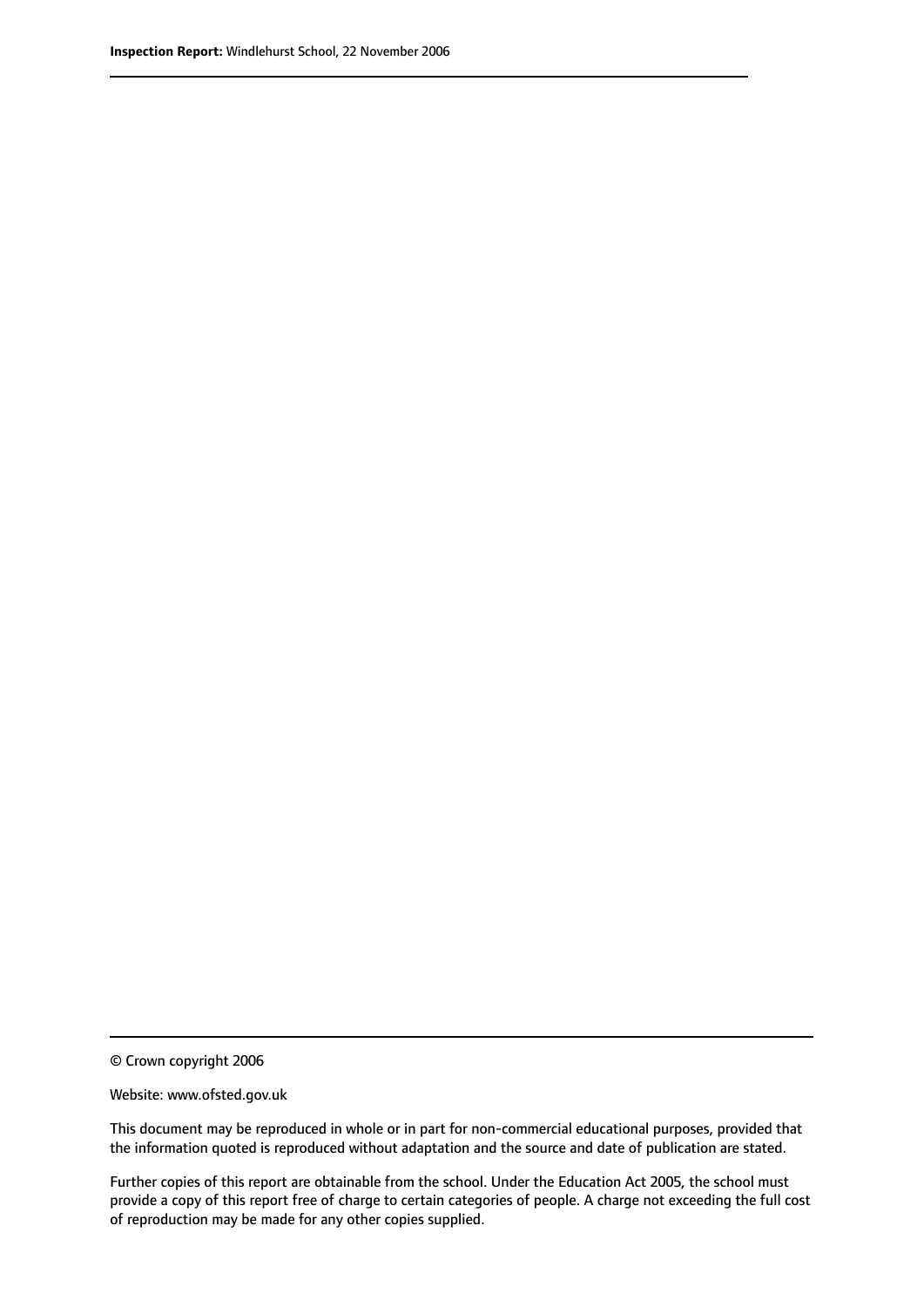© Crown copyright 2006

Website: www.ofsted.gov.uk

This document may be reproduced in whole or in part for non-commercial educational purposes, provided that the information quoted is reproduced without adaptation and the source and date of publication are stated.

Further copies of this report are obtainable from the school. Under the Education Act 2005, the school must provide a copy of this report free of charge to certain categories of people. A charge not exceeding the full cost of reproduction may be made for any other copies supplied.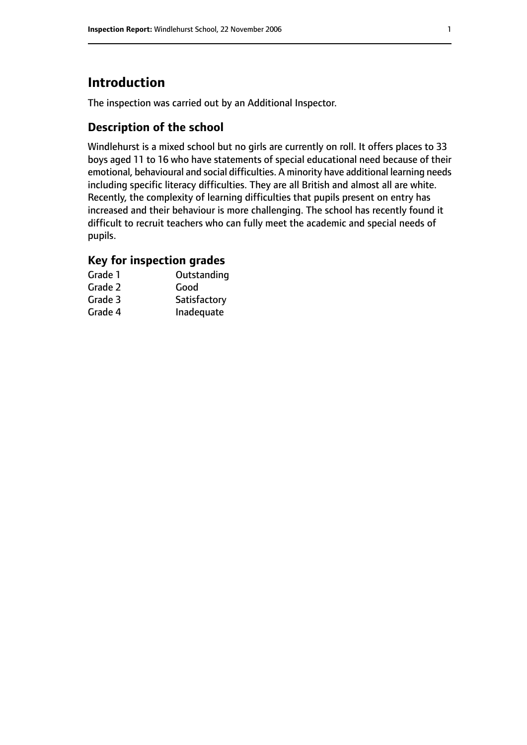# Introduction

The inspection was carried out by an Additional Inspector.

## Description of the school

Windlehurst is a mixed school but no girls are currently on roll. It offers places to 33 boys aged 11 to 16 who have statements of special educational need because of their emotional, behavioural and social difficulties. A minority have additional learning needs including specific literacy difficulties. They are all British and almost all are white. Recently, the complexity of learning difficulties that pupils present on entry has increased and their behaviour is more challenging. The school has recently found it difficult to recruit teachers who can fully meet the academic and special needs of pupils.

### Key for inspection grades

| | |
|---|---|
| Grade 1 | Outstanding |
| Grade 2 | Good |
| Grade 3 | Satisfactory |
| Grade 4 | Inadequate |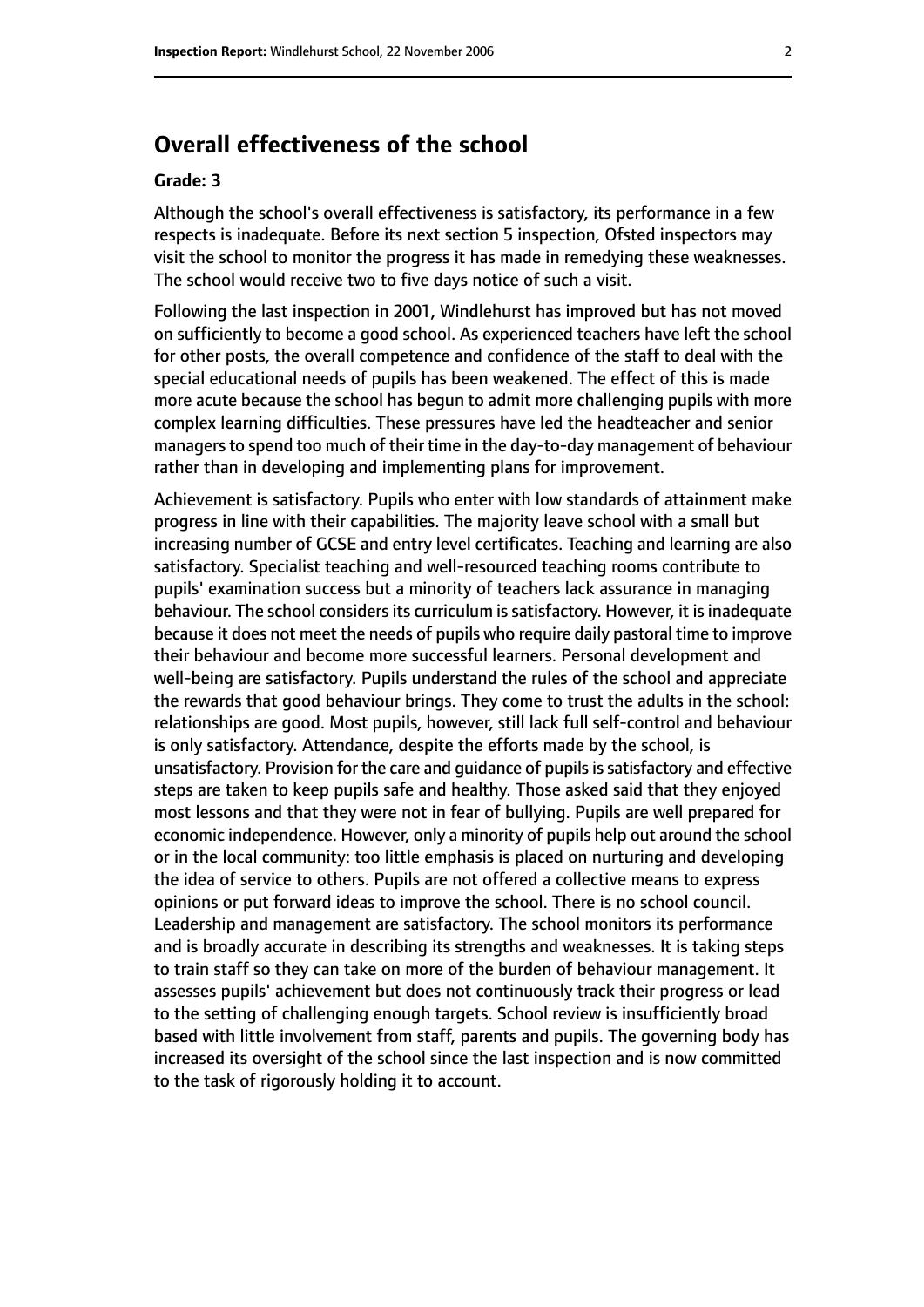## Overall effectiveness of the school

**Grade: 3**

Although the school's overall effectiveness is satisfactory, its performance in a few respects is inadequate. Before its next section 5 inspection, Ofsted inspectors may visit the school to monitor the progress it has made in remedying these weaknesses. The school would receive two to five days notice of such a visit.

Following the last inspection in 2001, Windlehurst has improved but has not moved on sufficiently to become a good school. As experienced teachers have left the school for other posts, the overall competence and confidence of the staff to deal with the special educational needs of pupils has been weakened. The effect of this is made more acute because the school has begun to admit more challenging pupils with more complex learning difficulties. These pressures have led the headteacher and senior managers to spend too much of their time in the day-to-day management of behaviour rather than in developing and implementing plans for improvement.

Achievement is satisfactory. Pupils who enter with low standards of attainment make progress in line with their capabilities. The majority leave school with a small but increasing number of GCSE and entry level certificates. Teaching and learning are also satisfactory. Specialist teaching and well-resourced teaching rooms contribute to pupils' examination success but a minority of teachers lack assurance in managing behaviour. The school considers its curriculum is satisfactory. However, it is inadequate because it does not meet the needs of pupils who require daily pastoral time to improve their behaviour and become more successful learners. Personal development and well-being are satisfactory. Pupils understand the rules of the school and appreciate the rewards that good behaviour brings. They come to trust the adults in the school: relationships are good. Most pupils, however, still lack full self-control and behaviour is only satisfactory. Attendance, despite the efforts made by the school, is unsatisfactory. Provision for the care and guidance of pupils is satisfactory and effective steps are taken to keep pupils safe and healthy. Those asked said that they enjoyed most lessons and that they were not in fear of bullying. Pupils are well prepared for economic independence. However, only a minority of pupils help out around the school or in the local community: too little emphasis is placed on nurturing and developing the idea of service to others. Pupils are not offered a collective means to express opinions or put forward ideas to improve the school. There is no school council. Leadership and management are satisfactory. The school monitors its performance and is broadly accurate in describing its strengths and weaknesses. It is taking steps to train staff so they can take on more of the burden of behaviour management. It assesses pupils' achievement but does not continuously track their progress or lead to the setting of challenging enough targets. School review is insufficiently broad based with little involvement from staff, parents and pupils. The governing body has increased its oversight of the school since the last inspection and is now committed to the task of rigorously holding it to account.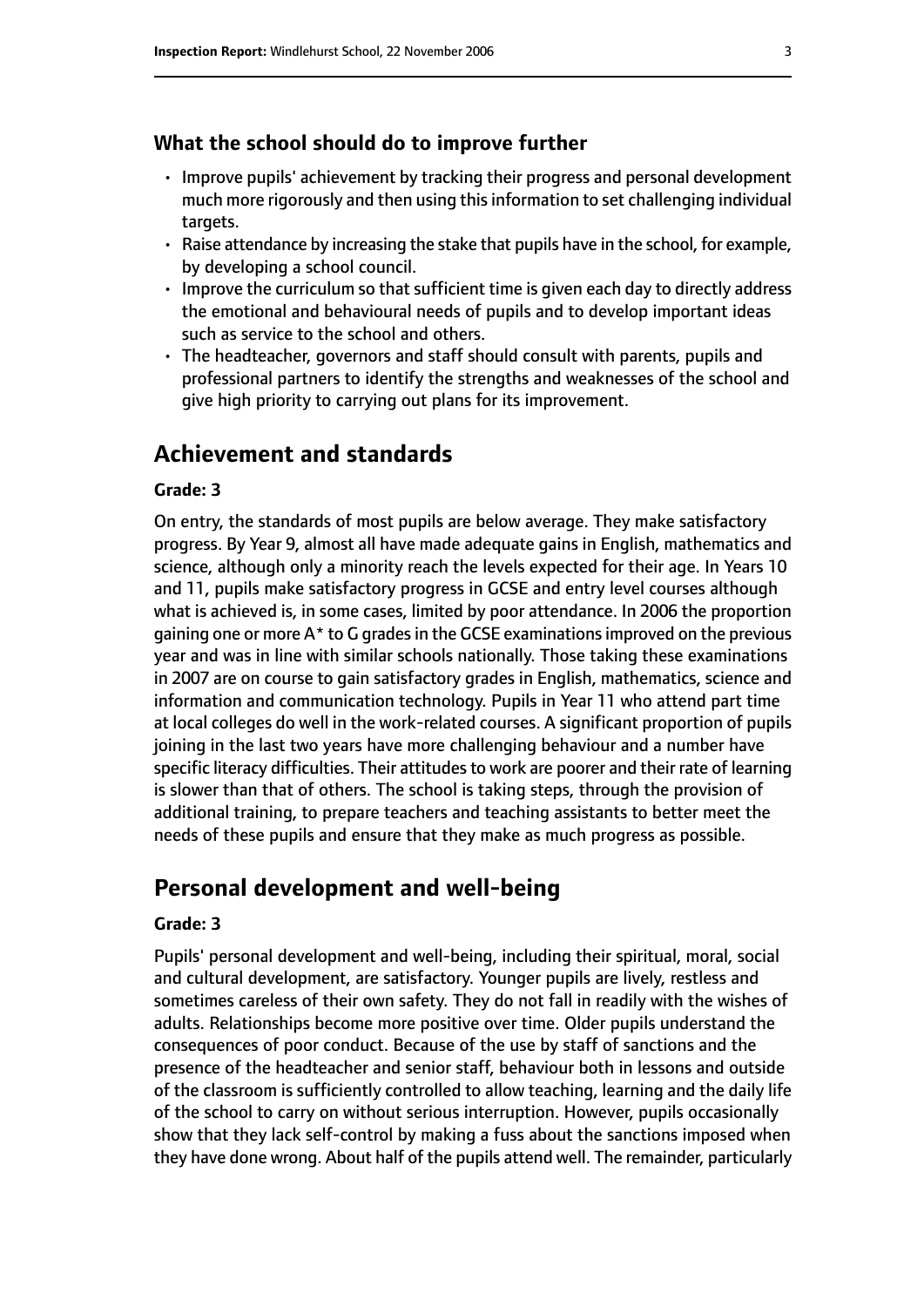## What the school should do to improve further

- Improve pupils' achievement by tracking their progress and personal development much more rigorously and then using this information to set challenging individual targets.
- Raise attendance by increasing the stake that pupils have in the school, for example, by developing a school council.
- Improve the curriculum so that sufficient time is given each day to directly address the emotional and behavioural needs of pupils and to develop important ideas such as service to the school and others.
- The headteacher, governors and staff should consult with parents, pupils and professional partners to identify the strengths and weaknesses of the school and give high priority to carrying out plans for its improvement.

# Achievement and standards

### Grade: 3

On entry, the standards of most pupils are below average. They make satisfactory progress. By Year 9, almost all have made adequate gains in English, mathematics and science, although only a minority reach the levels expected for their age. In Years 10 and 11, pupils make satisfactory progress in GCSE and entry level courses although what is achieved is, in some cases, limited by poor attendance. In 2006 the proportion gaining one or more A* to G grades in the GCSE examinations improved on the previous year and was in line with similar schools nationally. Those taking these examinations in 2007 are on course to gain satisfactory grades in English, mathematics, science and information and communication technology. Pupils in Year 11 who attend part time at local colleges do well in the work-related courses. A significant proportion of pupils joining in the last two years have more challenging behaviour and a number have specific literacy difficulties. Their attitudes to work are poorer and their rate of learning is slower than that of others. The school is taking steps, through the provision of additional training, to prepare teachers and teaching assistants to better meet the needs of these pupils and ensure that they make as much progress as possible.

# Personal development and well-being

### Grade: 3

Pupils' personal development and well-being, including their spiritual, moral, social and cultural development, are satisfactory. Younger pupils are lively, restless and sometimes careless of their own safety. They do not fall in readily with the wishes of adults. Relationships become more positive over time. Older pupils understand the consequences of poor conduct. Because of the use by staff of sanctions and the presence of the headteacher and senior staff, behaviour both in lessons and outside of the classroom is sufficiently controlled to allow teaching, learning and the daily life of the school to carry on without serious interruption. However, pupils occasionally show that they lack self-control by making a fuss about the sanctions imposed when they have done wrong. About half of the pupils attend well. The remainder, particularly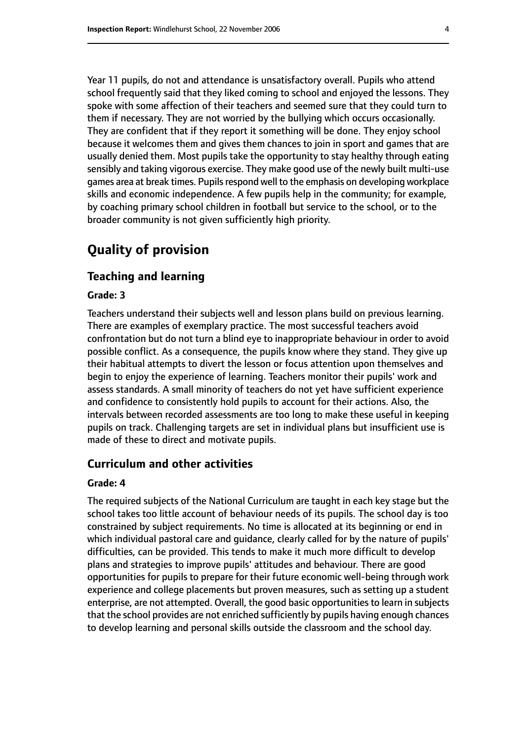Year 11 pupils, do not and attendance is unsatisfactory overall. Pupils who attend school frequently said that they liked coming to school and enjoyed the lessons. They spoke with some affection of their teachers and seemed sure that they could turn to them if necessary. They are not worried by the bullying which occurs occasionally. They are confident that if they report it something will be done. They enjoy school because it welcomes them and gives them chances to join in sport and games that are usually denied them. Most pupils take the opportunity to stay healthy through eating sensibly and taking vigorous exercise. They make good use of the newly built multi-use games area at break times. Pupils respond well to the emphasis on developing workplace skills and economic independence. A few pupils help in the community; for example, by coaching primary school children in football but service to the school, or to the broader community is not given sufficiently high priority.

# Quality of provision

## Teaching and learning

#### Grade: 3

Teachers understand their subjects well and lesson plans build on previous learning. There are examples of exemplary practice. The most successful teachers avoid confrontation but do not turn a blind eye to inappropriate behaviour in order to avoid possible conflict. As a consequence, the pupils know where they stand. They give up their habitual attempts to divert the lesson or focus attention upon themselves and begin to enjoy the experience of learning. Teachers monitor their pupils' work and assess standards. A small minority of teachers do not yet have sufficient experience and confidence to consistently hold pupils to account for their actions. Also, the intervals between recorded assessments are too long to make these useful in keeping pupils on track. Challenging targets are set in individual plans but insufficient use is made of these to direct and motivate pupils.

## Curriculum and other activities

#### Grade: 4

The required subjects of the National Curriculum are taught in each key stage but the school takes too little account of behaviour needs of its pupils. The school day is too constrained by subject requirements. No time is allocated at its beginning or end in which individual pastoral care and guidance, clearly called for by the nature of pupils' difficulties, can be provided. This tends to make it much more difficult to develop plans and strategies to improve pupils' attitudes and behaviour. There are good opportunities for pupils to prepare for their future economic well-being through work experience and college placements but proven measures, such as setting up a student enterprise, are not attempted. Overall, the good basic opportunities to learn in subjects that the school provides are not enriched sufficiently by pupils having enough chances to develop learning and personal skills outside the classroom and the school day.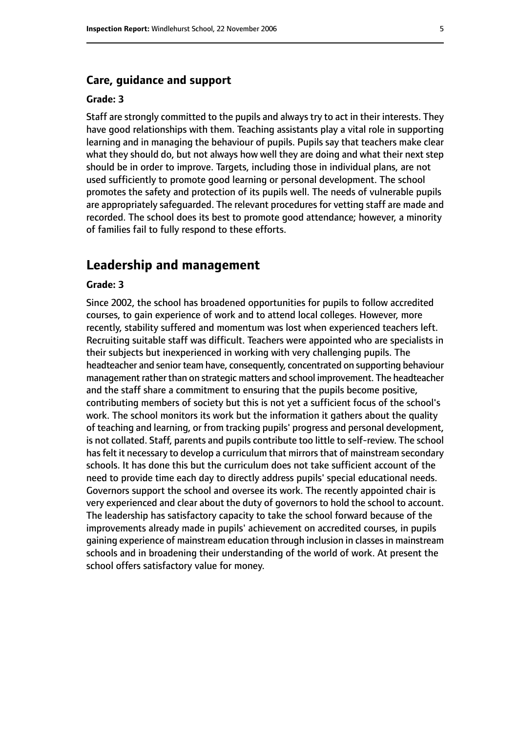### Care, guidance and support

#### Grade: 3

Staff are strongly committed to the pupils and always try to act in their interests. They have good relationships with them. Teaching assistants play a vital role in supporting learning and in managing the behaviour of pupils. Pupils say that teachers make clear what they should do, but not always how well they are doing and what their next step should be in order to improve. Targets, including those in individual plans, are not used sufficiently to promote good learning or personal development. The school promotes the safety and protection of its pupils well. The needs of vulnerable pupils are appropriately safeguarded. The relevant procedures for vetting staff are made and recorded. The school does its best to promote good attendance; however, a minority of families fail to fully respond to these efforts.

## Leadership and management

#### Grade: 3

Since 2002, the school has broadened opportunities for pupils to follow accredited courses, to gain experience of work and to attend local colleges. However, more recently, stability suffered and momentum was lost when experienced teachers left. Recruiting suitable staff was difficult. Teachers were appointed who are specialists in their subjects but inexperienced in working with very challenging pupils. The headteacher and senior team have, consequently, concentrated on supporting behaviour management rather than on strategic matters and school improvement. The headteacher and the staff share a commitment to ensuring that the pupils become positive, contributing members of society but this is not yet a sufficient focus of the school's work. The school monitors its work but the information it gathers about the quality of teaching and learning, or from tracking pupils' progress and personal development, is not collated. Staff, parents and pupils contribute too little to self-review. The school has felt it necessary to develop a curriculum that mirrors that of mainstream secondary schools. It has done this but the curriculum does not take sufficient account of the need to provide time each day to directly address pupils' special educational needs. Governors support the school and oversee its work. The recently appointed chair is very experienced and clear about the duty of governors to hold the school to account. The leadership has satisfactory capacity to take the school forward because of the improvements already made in pupils' achievement on accredited courses, in pupils gaining experience of mainstream education through inclusion in classes in mainstream schools and in broadening their understanding of the world of work. At present the school offers satisfactory value for money.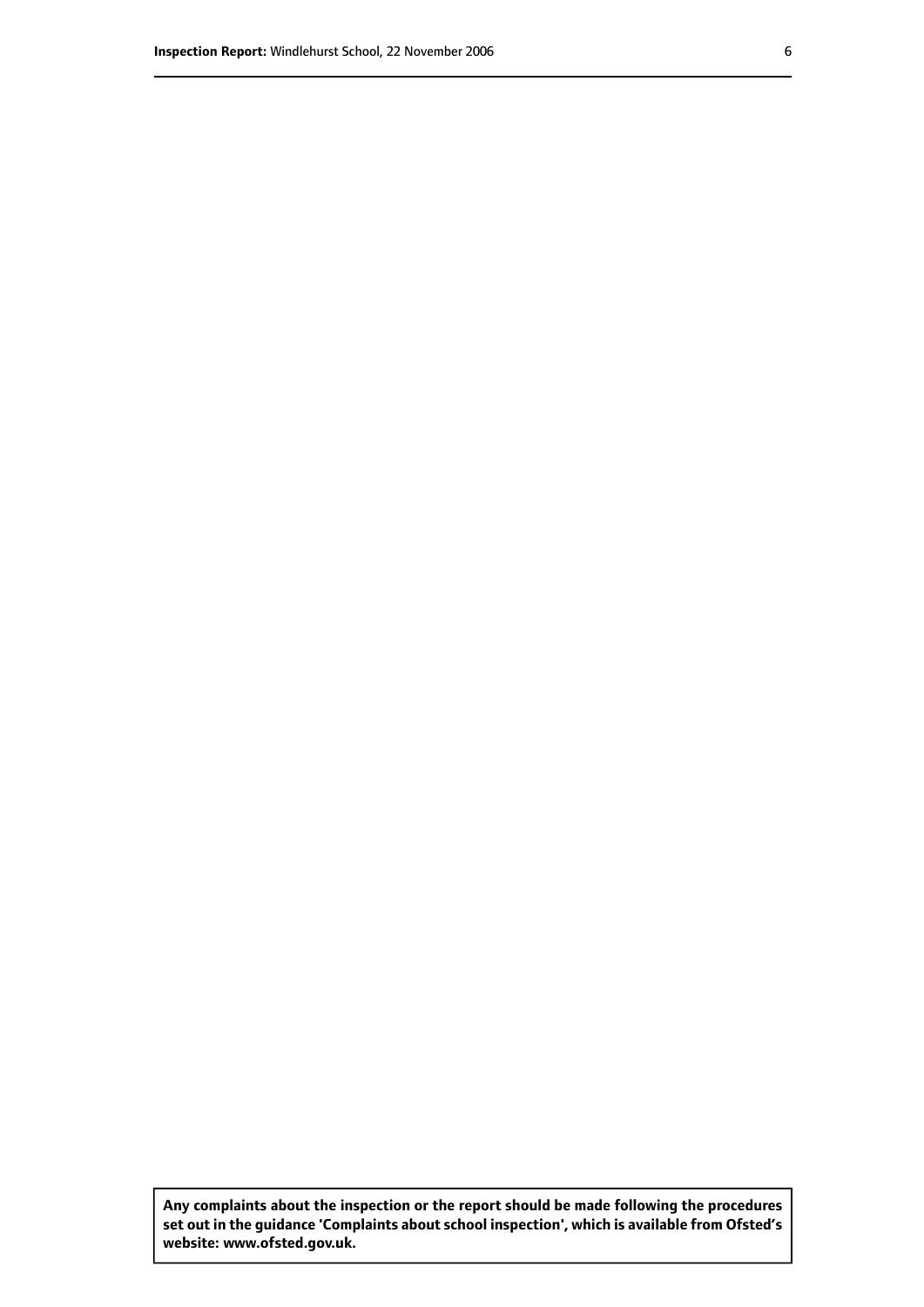**Any complaints about the inspection or the report should be made following the procedures set out in the guidance 'Complaints about school inspection', which is available from Ofsted's website: www.ofsted.gov.uk.**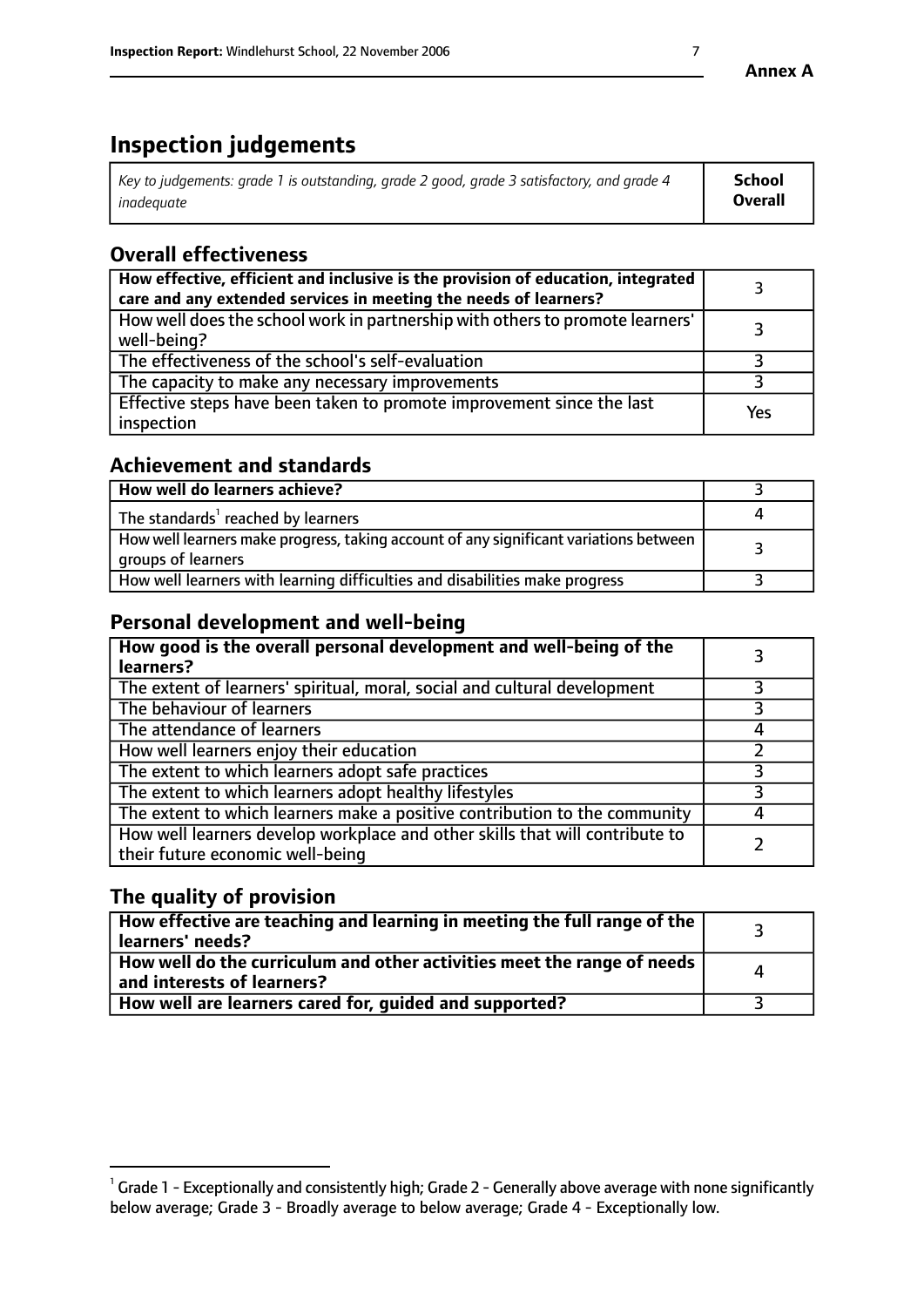**Annex A**

# Inspection judgements

| *Key to judgements: grade 1 is outstanding, grade 2 good, grade 3 satisfactory, and grade 4 inadequate* | **School Overall** |
|---|---|

## Overall effectiveness

| | |
|---|---|
| **How effective, efficient and inclusive is the provision of education, integrated care and any extended services in meeting the needs of learners?** | 3 |
| How well does the school work in partnership with others to promote learners' well-being? | 3 |
| The effectiveness of the school's self-evaluation | 3 |
| The capacity to make any necessary improvements | 3 |
| Effective steps have been taken to promote improvement since the last inspection | Yes |

## Achievement and standards

| | |
|---|---|
| **How well do learners achieve?** | 3 |
| The standards[1] reached by learners | 4 |
| How well learners make progress, taking account of any significant variations between groups of learners | 3 |
| How well learners with learning difficulties and disabilities make progress | 3 |

## Personal development and well-being

| | |
|---|---|
| **How good is the overall personal development and well-being of the learners?** | 3 |
| The extent of learners' spiritual, moral, social and cultural development | 3 |
| The behaviour of learners | 3 |
| The attendance of learners | 4 |
| How well learners enjoy their education | 2 |
| The extent to which learners adopt safe practices | 3 |
| The extent to which learners adopt healthy lifestyles | 3 |
| The extent to which learners make a positive contribution to the community | 4 |
| How well learners develop workplace and other skills that will contribute to their future economic well-being | 2 |

## The quality of provision

| | |
|---|---|
| **How effective are teaching and learning in meeting the full range of the learners' needs?** | 3 |
| **How well do the curriculum and other activities meet the range of needs and interests of learners?** | 4 |
| **How well are learners cared for, guided and supported?** | 3 |

[1] Grade 1 - Exceptionally and consistently high; Grade 2 - Generally above average with none significantly below average; Grade 3 - Broadly average to below average; Grade 4 - Exceptionally low.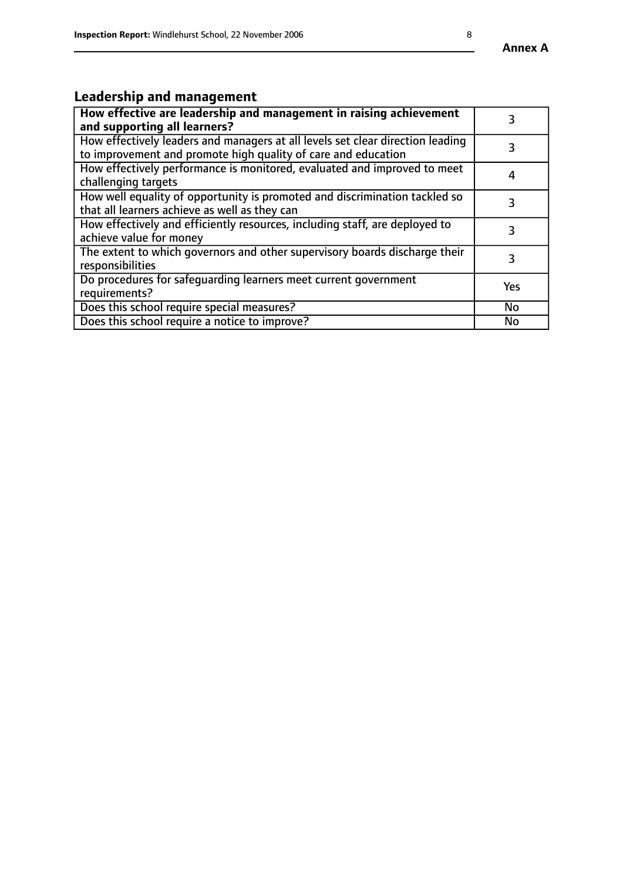## Leadership and management

| **How effective are leadership and management in raising achievement and supporting all learners?** | 3 |
|---|---|
| How effectively leaders and managers at all levels set clear direction leading to improvement and promote high quality of care and education | 3 |
| How effectively performance is monitored, evaluated and improved to meet challenging targets | 4 |
| How well equality of opportunity is promoted and discrimination tackled so that all learners achieve as well as they can | 3 |
| How effectively and efficiently resources, including staff, are deployed to achieve value for money | 3 |
| The extent to which governors and other supervisory boards discharge their responsibilities | 3 |
| Do procedures for safeguarding learners meet current government requirements? | Yes |
| Does this school require special measures? | No |
| Does this school require a notice to improve? | No |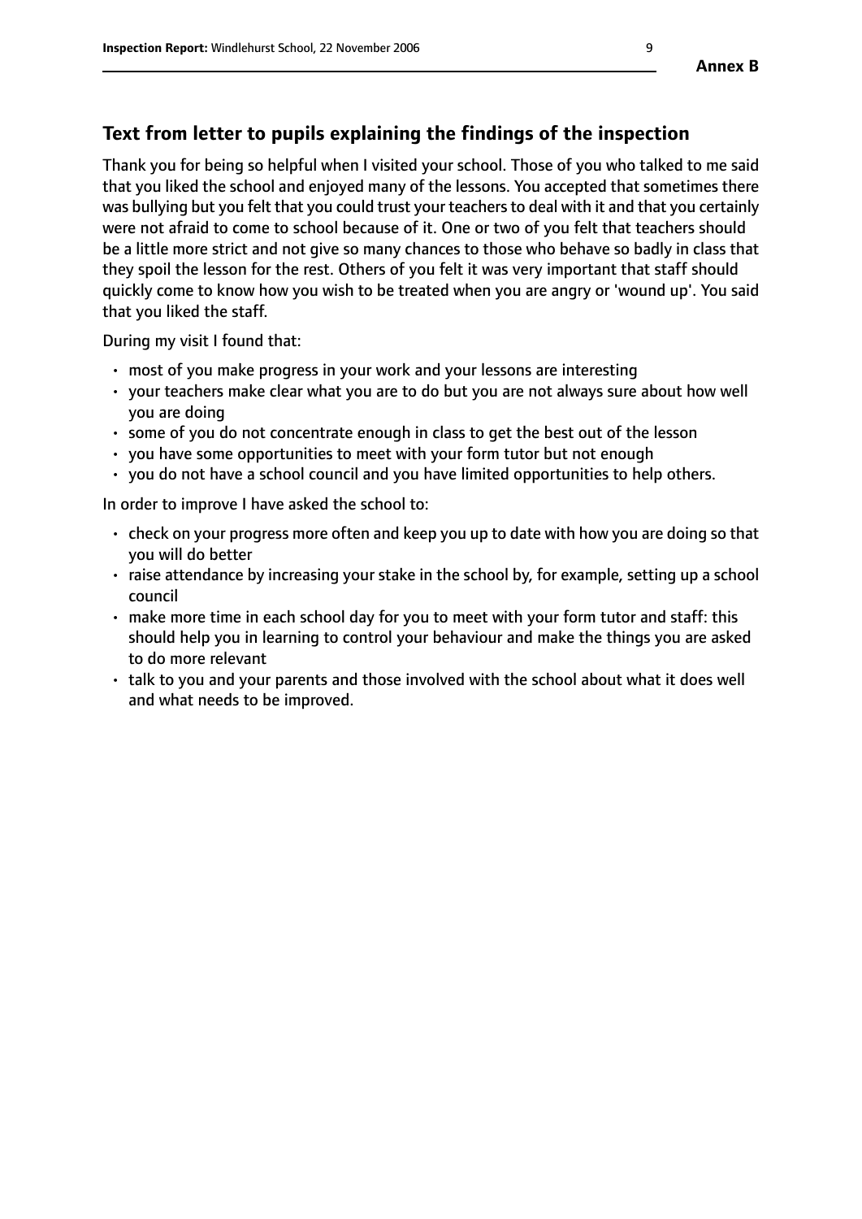## Text from letter to pupils explaining the findings of the inspection

Thank you for being so helpful when I visited your school. Those of you who talked to me said that you liked the school and enjoyed many of the lessons. You accepted that sometimes there was bullying but you felt that you could trust your teachers to deal with it and that you certainly were not afraid to come to school because of it. One or two of you felt that teachers should be a little more strict and not give so many chances to those who behave so badly in class that they spoil the lesson for the rest. Others of you felt it was very important that staff should quickly come to know how you wish to be treated when you are angry or 'wound up'. You said that you liked the staff.

During my visit I found that:

- most of you make progress in your work and your lessons are interesting
- your teachers make clear what you are to do but you are not always sure about how well you are doing
- some of you do not concentrate enough in class to get the best out of the lesson
- you have some opportunities to meet with your form tutor but not enough
- you do not have a school council and you have limited opportunities to help others.

In order to improve I have asked the school to:

- check on your progress more often and keep you up to date with how you are doing so that you will do better
- raise attendance by increasing your stake in the school by, for example, setting up a school council
- make more time in each school day for you to meet with your form tutor and staff: this should help you in learning to control your behaviour and make the things you are asked to do more relevant
- talk to you and your parents and those involved with the school about what it does well and what needs to be improved.